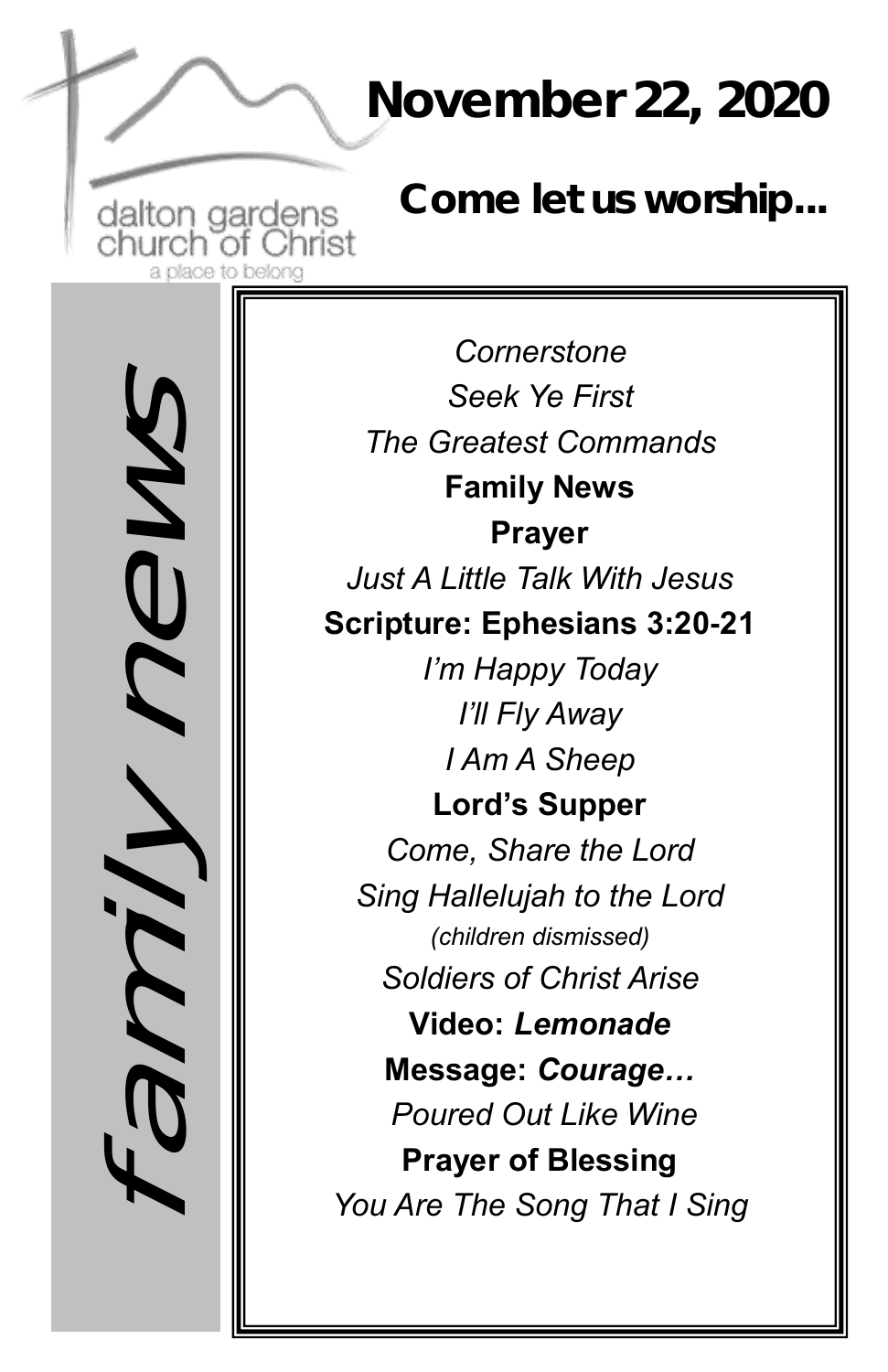dalton gardens church of Christ

a place to belong

# November 22, 2020

## Come let us worship...

family news

*Cornerstone*

*Seek Ye First*

*The Greatest Commands*

**Family News**

**Prayer**

*Just A Little Talk With Jesus*

**Scripture: Ephesians 3:20-21**

*I'm Happy Today*

*I'll Fly Away*

*I Am A Sheep*

**Lord's Supper**

*Come, Share the Lord*

*Sing Hallelujah to the Lord*

*(children dismissed)*

*Soldiers of Christ Arise*

**Video: *Lemonade***

**Message: *Courage…***

*Poured Out Like Wine*

**Prayer of Blessing**

*You Are The Song That I Sing*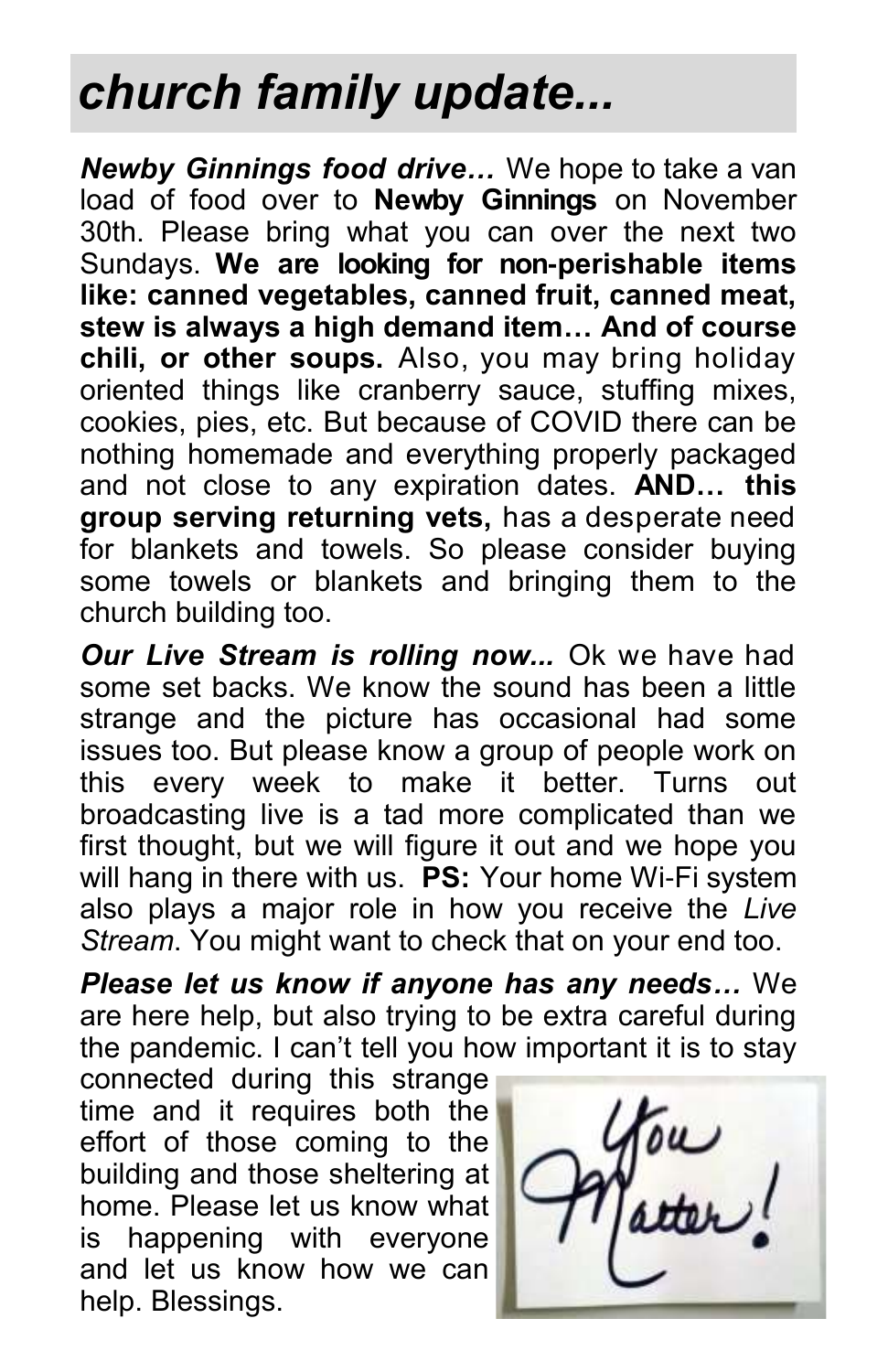# church family update...

***Newby Ginnings food drive…*** We hope to take a van load of food over to **Newby Ginnings** on November 30th. Please bring what you can over the next two Sundays. **We are looking for non-perishable items like: canned vegetables, canned fruit, canned meat, stew is always a high demand item… And of course chili, or other soups.** Also, you may bring holiday oriented things like cranberry sauce, stuffing mixes, cookies, pies, etc. But because of COVID there can be nothing homemade and everything properly packaged and not close to any expiration dates. **AND… this group serving returning vets,** has a desperate need for blankets and towels. So please consider buying some towels or blankets and bringing them to the church building too.

***Our Live Stream is rolling now...*** Ok we have had some set backs. We know the sound has been a little strange and the picture has occasional had some issues too. But please know a group of people work on this every week to make it better. Turns out broadcasting live is a tad more complicated than we first thought, but we will figure it out and we hope you will hang in there with us. **PS:** Your home Wi-Fi system also plays a major role in how you receive the *Live Stream*. You might want to check that on your end too.

***Please let us know if anyone has any needs…*** We are here help, but also trying to be extra careful during the pandemic. I can't tell you how important it is to stay connected during this strange time and it requires both the effort of those coming to the building and those sheltering at home. Please let us know what is happening with everyone and let us know how we can help. Blessings.

You Matter!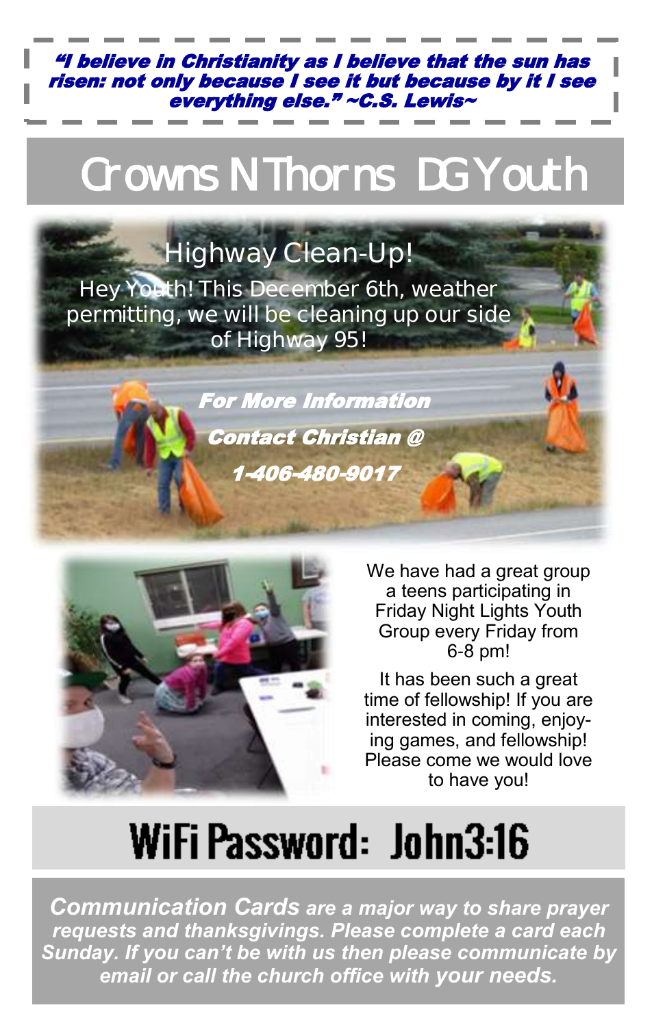***"I believe in Christianity as I believe that the sun has risen: not only because I see it but because by it I see everything else." ~C.S. Lewis~***

# Crowns N Thorns DG Youth

## Highway Clean-Up!

Hey Youth! This December 6th, weather permitting, we will be cleaning up our side of Highway 95!

***For More Information***

***Contact Christian @***

***1-406-480-9017***

We have had a great group a teens participating in Friday Night Lights Youth Group every Friday from 6-8 pm!

It has been such a great time of fellowship! If you are interested in coming, enjoying games, and fellowship! Please come we would love to have you!

# WiFi Password: John3:16

***Communication Cards are a major way to share prayer requests and thanksgivings. Please complete a card each Sunday. If you can't be with us then please communicate by email or call the church office with your needs.***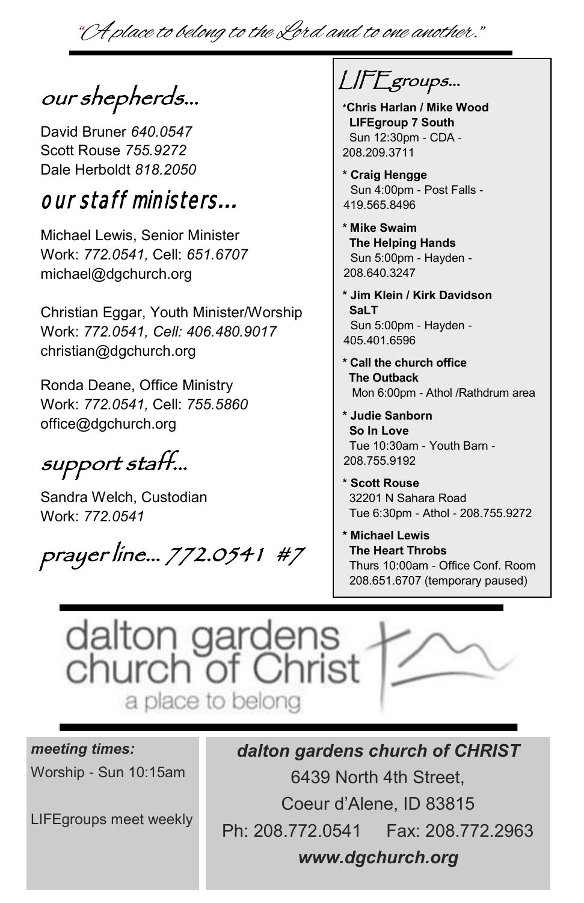*"A place to belong to the Lord and to one another."*

## our shepherds...

David Bruner *640.0547*
Scott Rouse *755.9272*
Dale Herboldt *818.2050*

## our staff ministers...

Michael Lewis, Senior Minister
Work: *772.0541,* Cell: *651.6707*
michael@dgchurch.org

Christian Eggar, Youth Minister/Worship
Work: *772.0541, Cell: 406.480.9017*
christian@dgchurch.org

Ronda Deane, Office Ministry
Work: *772.0541,* Cell: *755.5860*
office@dgchurch.org

## support staff...

Sandra Welch, Custodian
Work: *772.0541*

## prayer line... 772.0541 #7

## LIFEgroups...

**\*Chris Harlan / Mike Wood**
**LIFEgroup 7 South**
Sun 12:30pm - CDA - 208.209.3711

**\* Craig Hengge**
Sun 4:00pm - Post Falls - 419.565.8496

**\* Mike Swaim**
**The Helping Hands**
Sun 5:00pm - Hayden - 208.640.3247

**\* Jim Klein / Kirk Davidson**
**SaLT**
Sun 5:00pm - Hayden - 405.401.6596

**\* Call the church office**
**The Outback**
Mon 6:00pm - Athol /Rathdrum area

**\* Judie Sanborn**
**So In Love**
Tue 10:30am - Youth Barn - 208.755.9192

**\* Scott Rouse**
32201 N Sahara Road
Tue 6:30pm - Athol - 208.755.9272

**\* Michael Lewis**
**The Heart Throbs**
Thurs 10:00am - Office Conf. Room
208.651.6707 (temporary paused)

# dalton gardens church of Christ

a place to belong

***meeting times:***
Worship - Sun 10:15am

LIFEgroups meet weekly

***dalton gardens church of CHRIST***
6439 North 4th Street,
Coeur d'Alene, ID 83815
Ph: 208.772.0541 Fax: 208.772.2963
***www.dgchurch.org***